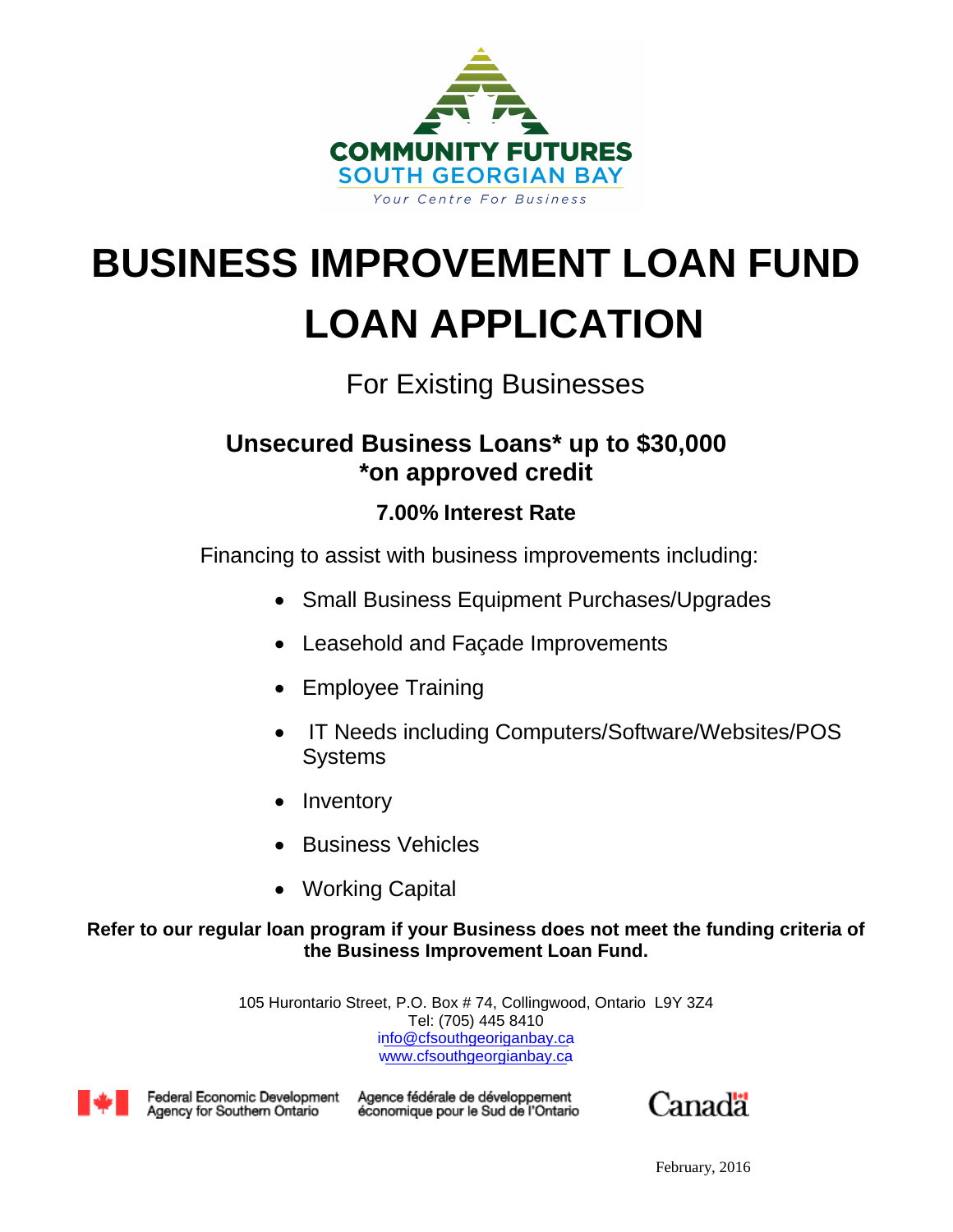COMMUNITY FUTURES
SOUTH GEORGIAN BAY
*Your Centre For Business*

# BUSINESS IMPROVEMENT LOAN FUND

# LOAN APPLICATION

For Existing Businesses

## Unsecured Business Loans* up to $30,000
## *on approved credit

### 7.00% Interest Rate

Financing to assist with business improvements including:

- Small Business Equipment Purchases/Upgrades
- Leasehold and Façade Improvements
- Employee Training
- IT Needs including Computers/Software/Websites/POS Systems
- Inventory
- Business Vehicles
- Working Capital

**Refer to our regular loan program if your Business does not meet the funding criteria of the Business Improvement Loan Fund.**

105 Hurontario Street, P.O. Box # 74, Collingwood, Ontario L9Y 3Z4
Tel: (705) 445 8410
info@cfsouthgeoriganbay.ca
www.cfsouthgeorgianbay.ca

Federal Economic Development Agency for Southern Ontario | Agence fédérale de développement économique pour le Sud de l'Ontario | Canada

February, 2016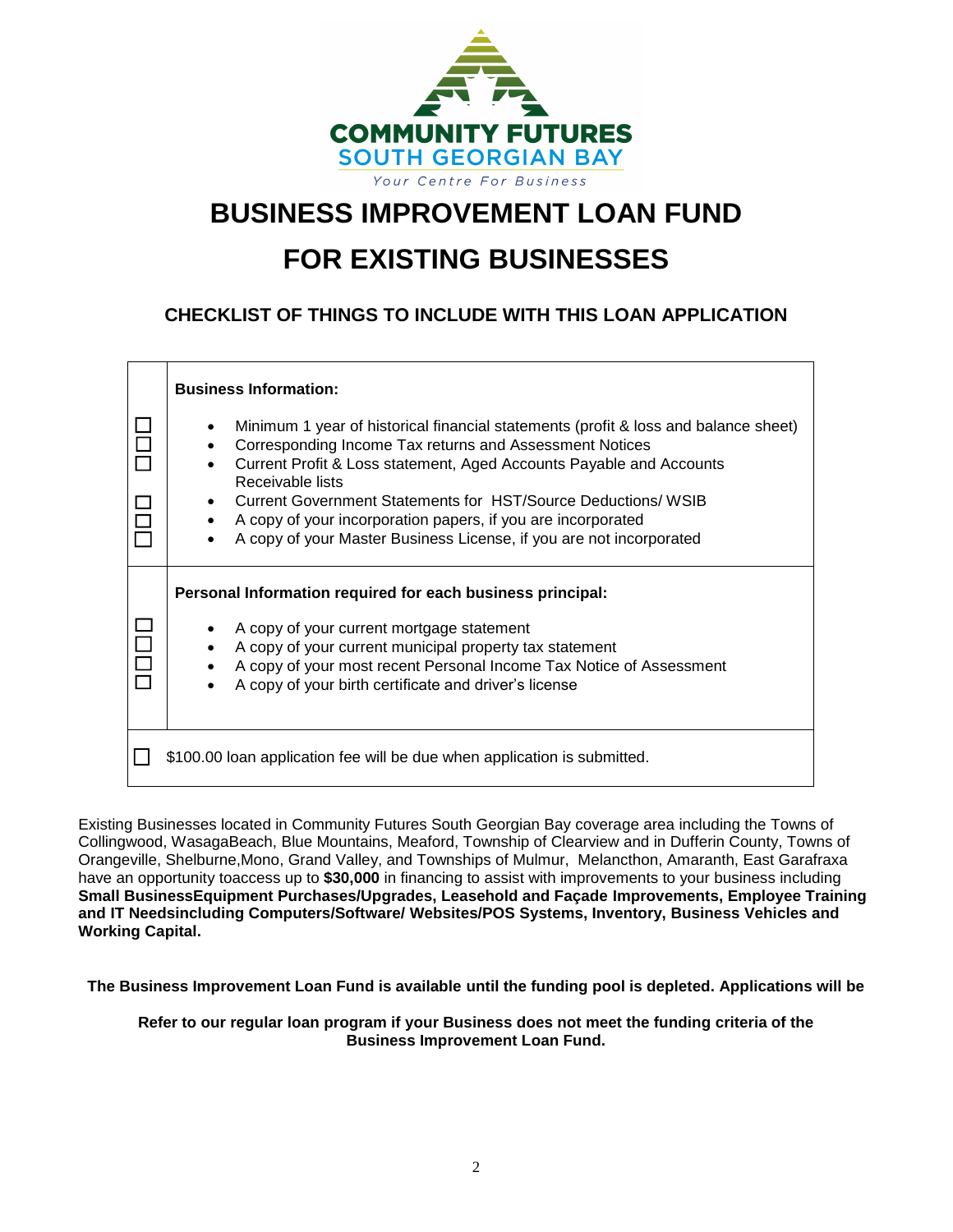COMMUNITY FUTURES
SOUTH GEORGIAN BAY
*Your Centre For Business*

# BUSINESS IMPROVEMENT LOAN FUND

# FOR EXISTING BUSINESSES

### CHECKLIST OF THINGS TO INCLUDE WITH THIS LOAN APPLICATION

**Business Information:**

- ☐ Minimum 1 year of historical financial statements (profit & loss and balance sheet)
- ☐ Corresponding Income Tax returns and Assessment Notices
- ☐ Current Profit & Loss statement, Aged Accounts Payable and Accounts Receivable lists
- ☐ Current Government Statements for HST/Source Deductions/ WSIB
- ☐ A copy of your incorporation papers, if you are incorporated
- ☐ A copy of your Master Business License, if you are not incorporated

**Personal Information required for each business principal:**

- ☐ A copy of your current mortgage statement
- ☐ A copy of your current municipal property tax statement
- ☐ A copy of your most recent Personal Income Tax Notice of Assessment
- ☐ A copy of your birth certificate and driver's license

☐ $100.00 loan application fee will be due when application is submitted.

Existing Businesses located in Community Futures South Georgian Bay coverage area including the Towns of Collingwood, WasagaBeach, Blue Mountains, Meaford, Township of Clearview and in Dufferin County, Towns of Orangeville, Shelburne,Mono, Grand Valley, and Townships of Mulmur, Melancthon, Amaranth, East Garafraxa have an opportunity toaccess up to **$30,000** in financing to assist with improvements to your business including **Small BusinessEquipment Purchases/Upgrades, Leasehold and Façade Improvements, Employee Training and IT Needsincluding Computers/Software/ Websites/POS Systems, Inventory, Business Vehicles and Working Capital.**

**The Business Improvement Loan Fund is available until the funding pool is depleted. Applications will be**

**Refer to our regular loan program if your Business does not meet the funding criteria of the Business Improvement Loan Fund.**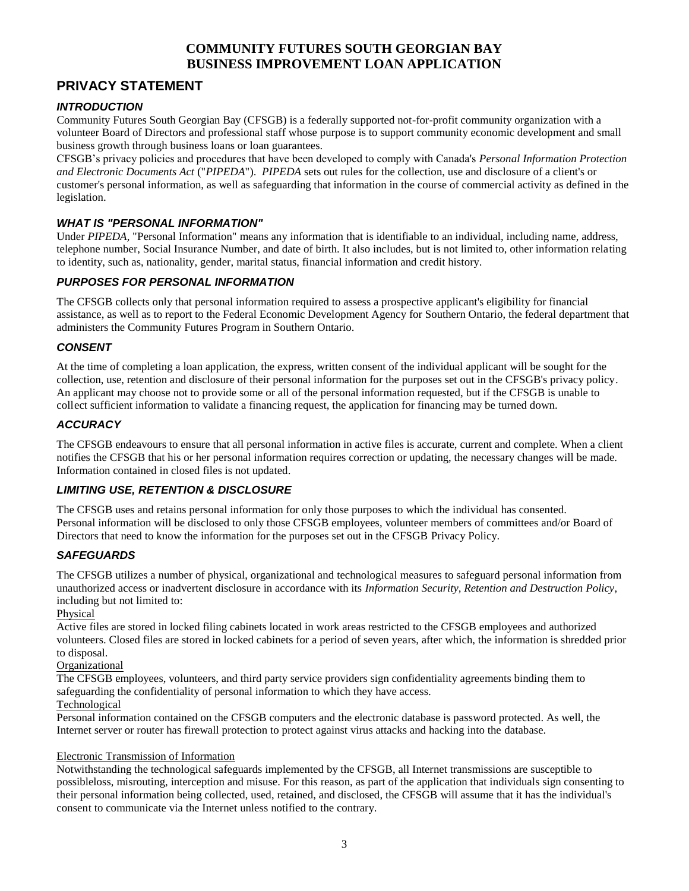**COMMUNITY FUTURES SOUTH GEORGIAN BAY**
**BUSINESS IMPROVEMENT LOAN APPLICATION**

# PRIVACY STATEMENT

### *INTRODUCTION*

Community Futures South Georgian Bay (CFSGB) is a federally supported not-for-profit community organization with a volunteer Board of Directors and professional staff whose purpose is to support community economic development and small business growth through business loans or loan guarantees.

CFSGB's privacy policies and procedures that have been developed to comply with Canada's *Personal Information Protection and Electronic Documents Act* ("*PIPEDA*"). *PIPEDA* sets out rules for the collection, use and disclosure of a client's or customer's personal information, as well as safeguarding that information in the course of commercial activity as defined in the legislation.

### *WHAT IS "PERSONAL INFORMATION"*

Under *PIPEDA*, "Personal Information" means any information that is identifiable to an individual, including name, address, telephone number, Social Insurance Number, and date of birth. It also includes, but is not limited to, other information relating to identity, such as, nationality, gender, marital status, financial information and credit history.

### *PURPOSES FOR PERSONAL INFORMATION*

The CFSGB collects only that personal information required to assess a prospective applicant's eligibility for financial assistance, as well as to report to the Federal Economic Development Agency for Southern Ontario, the federal department that administers the Community Futures Program in Southern Ontario.

### *CONSENT*

At the time of completing a loan application, the express, written consent of the individual applicant will be sought for the collection, use, retention and disclosure of their personal information for the purposes set out in the CFSGB's privacy policy. An applicant may choose not to provide some or all of the personal information requested, but if the CFSGB is unable to collect sufficient information to validate a financing request, the application for financing may be turned down.

### *ACCURACY*

The CFSGB endeavours to ensure that all personal information in active files is accurate, current and complete. When a client notifies the CFSGB that his or her personal information requires correction or updating, the necessary changes will be made. Information contained in closed files is not updated.

### *LIMITING USE, RETENTION & DISCLOSURE*

The CFSGB uses and retains personal information for only those purposes to which the individual has consented.
Personal information will be disclosed to only those CFSGB employees, volunteer members of committees and/or Board of Directors that need to know the information for the purposes set out in the CFSGB Privacy Policy.

### *SAFEGUARDS*

The CFSGB utilizes a number of physical, organizational and technological measures to safeguard personal information from unauthorized access or inadvertent disclosure in accordance with its *Information Security, Retention and Destruction Policy*, including but not limited to:

<u>Physical</u>
Active files are stored in locked filing cabinets located in work areas restricted to the CFSGB employees and authorized volunteers. Closed files are stored in locked cabinets for a period of seven years, after which, the information is shredded prior to disposal.

<u>Organizational</u>
The CFSGB employees, volunteers, and third party service providers sign confidentiality agreements binding them to safeguarding the confidentiality of personal information to which they have access.

<u>Technological</u>
Personal information contained on the CFSGB computers and the electronic database is password protected. As well, the Internet server or router has firewall protection to protect against virus attacks and hacking into the database.

<u>Electronic Transmission of Information</u>
Notwithstanding the technological safeguards implemented by the CFSGB, all Internet transmissions are susceptible to possibleloss, misrouting, interception and misuse. For this reason, as part of the application that individuals sign consenting to their personal information being collected, used, retained, and disclosed, the CFSGB will assume that it has the individual's consent to communicate via the Internet unless notified to the contrary.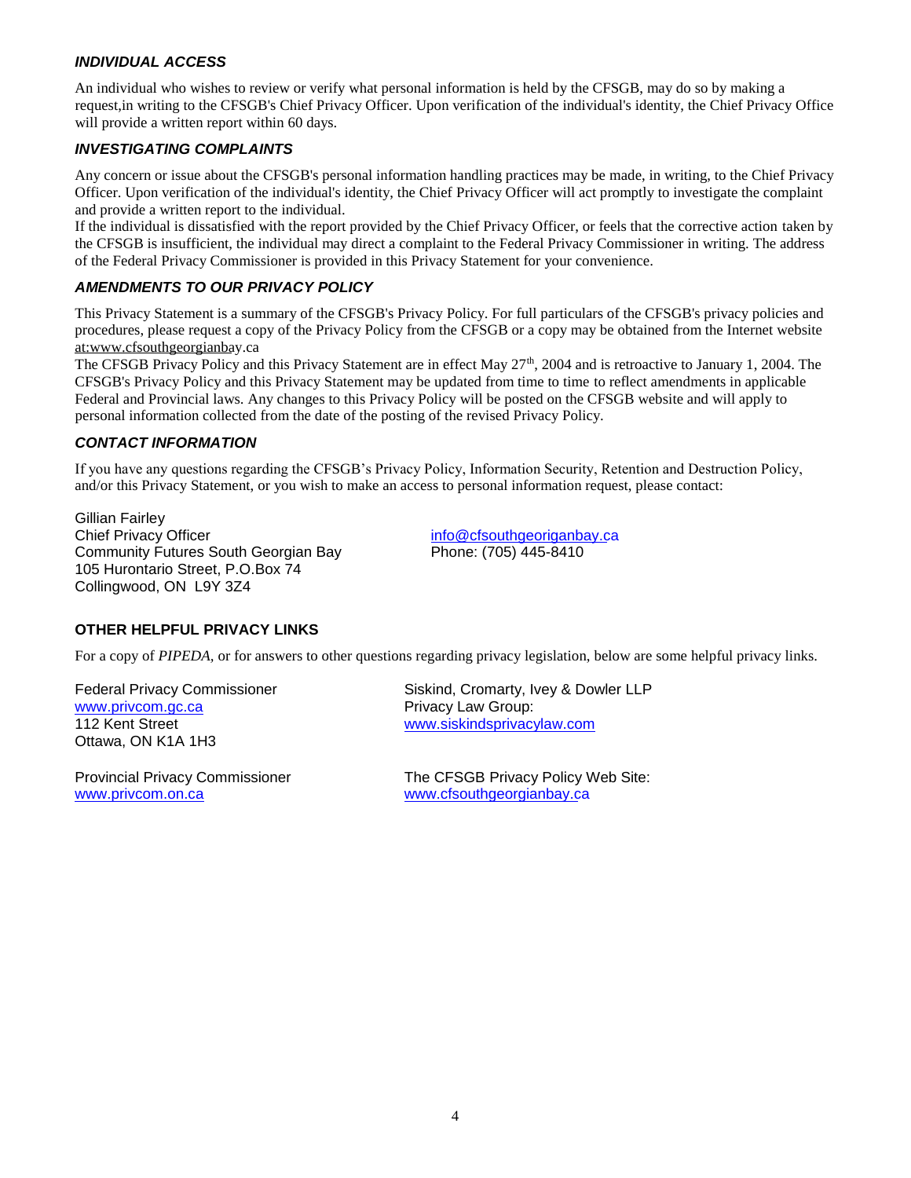### *INDIVIDUAL ACCESS*

An individual who wishes to review or verify what personal information is held by the CFSGB, may do so by making a request,in writing to the CFSGB's Chief Privacy Officer. Upon verification of the individual's identity, the Chief Privacy Office will provide a written report within 60 days.

### *INVESTIGATING COMPLAINTS*

Any concern or issue about the CFSGB's personal information handling practices may be made, in writing, to the Chief Privacy Officer. Upon verification of the individual's identity, the Chief Privacy Officer will act promptly to investigate the complaint and provide a written report to the individual.

If the individual is dissatisfied with the report provided by the Chief Privacy Officer, or feels that the corrective action taken by the CFSGB is insufficient, the individual may direct a complaint to the Federal Privacy Commissioner in writing. The address of the Federal Privacy Commissioner is provided in this Privacy Statement for your convenience.

### *AMENDMENTS TO OUR PRIVACY POLICY*

This Privacy Statement is a summary of the CFSGB's Privacy Policy. For full particulars of the CFSGB's privacy policies and procedures, please request a copy of the Privacy Policy from the CFSGB or a copy may be obtained from the Internet website at:www.cfsouthgeorgianbay.ca

The CFSGB Privacy Policy and this Privacy Statement are in effect May 27th, 2004 and is retroactive to January 1, 2004. The CFSGB's Privacy Policy and this Privacy Statement may be updated from time to time to reflect amendments in applicable Federal and Provincial laws. Any changes to this Privacy Policy will be posted on the CFSGB website and will apply to personal information collected from the date of the posting of the revised Privacy Policy.

### *CONTACT INFORMATION*

If you have any questions regarding the CFSGB's Privacy Policy, Information Security, Retention and Destruction Policy, and/or this Privacy Statement, or you wish to make an access to personal information request, please contact:

Gillian Fairley
Chief Privacy Officer
Community Futures South Georgian Bay
105 Hurontario Street, P.O.Box 74
Collingwood, ON L9Y 3Z4

info@cfsouthgeoriganbay.ca
Phone: (705) 445-8410

### OTHER HELPFUL PRIVACY LINKS

For a copy of *PIPEDA,* or for answers to other questions regarding privacy legislation, below are some helpful privacy links.

Federal Privacy Commissioner
www.privcom.gc.ca
112 Kent Street
Ottawa, ON K1A 1H3

Provincial Privacy Commissioner
www.privcom.on.ca

Siskind, Cromarty, Ivey & Dowler LLP
Privacy Law Group:
www.siskindsprivacylaw.com

The CFSGB Privacy Policy Web Site:
www.cfsouthgeorgianbay.ca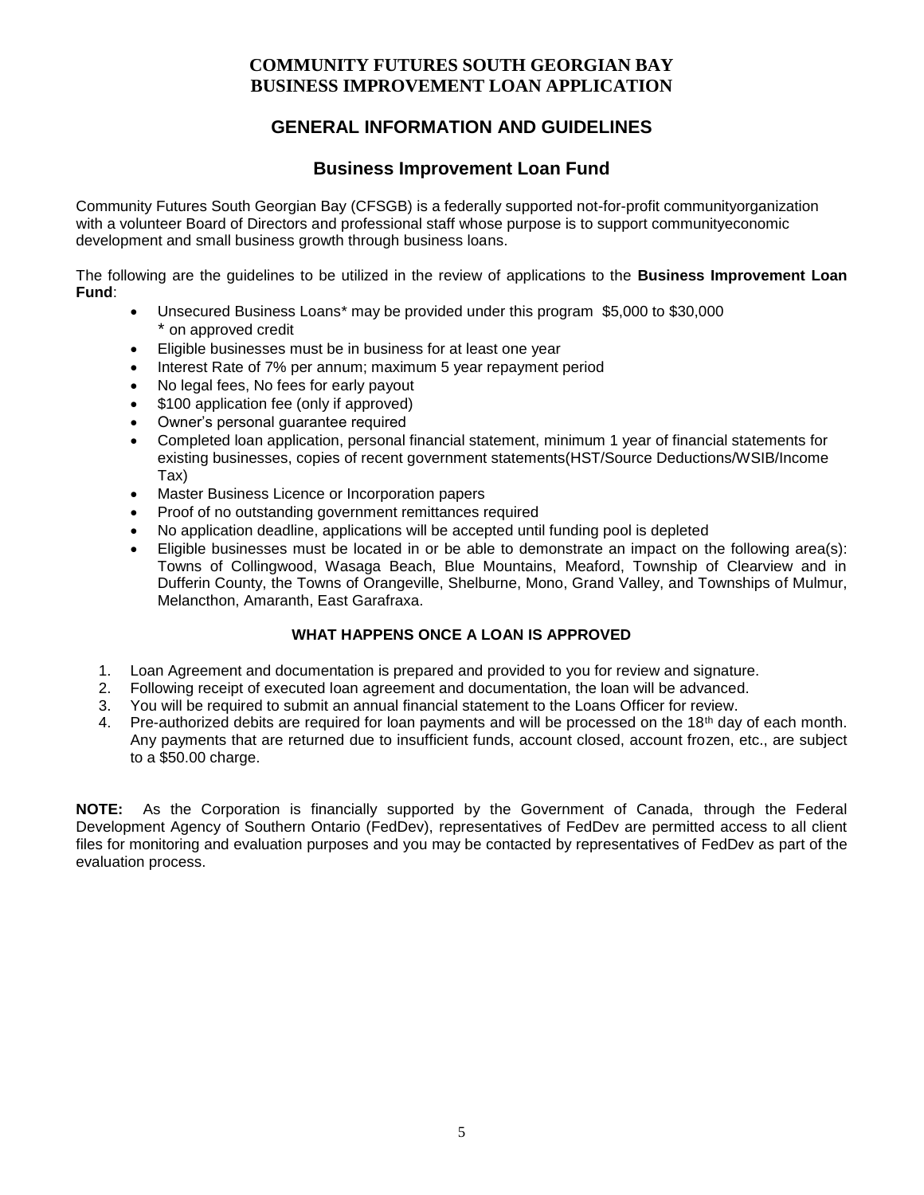# COMMUNITY FUTURES SOUTH GEORGIAN BAY
# BUSINESS IMPROVEMENT LOAN APPLICATION

## GENERAL INFORMATION AND GUIDELINES

### Business Improvement Loan Fund

Community Futures South Georgian Bay (CFSGB) is a federally supported not-for-profit communityorganization with a volunteer Board of Directors and professional staff whose purpose is to support communityeconomic development and small business growth through business loans.

The following are the guidelines to be utilized in the review of applications to the **Business Improvement Loan Fund**:

- Unsecured Business Loans* may be provided under this program $5,000 to $30,000
  * on approved credit
- Eligible businesses must be in business for at least one year
- Interest Rate of 7% per annum; maximum 5 year repayment period
- No legal fees, No fees for early payout
- $100 application fee (only if approved)
- Owner's personal guarantee required
- Completed loan application, personal financial statement, minimum 1 year of financial statements for existing businesses, copies of recent government statements(HST/Source Deductions/WSIB/Income Tax)
- Master Business Licence or Incorporation papers
- Proof of no outstanding government remittances required
- No application deadline, applications will be accepted until funding pool is depleted
- Eligible businesses must be located in or be able to demonstrate an impact on the following area(s): Towns of Collingwood, Wasaga Beach, Blue Mountains, Meaford, Township of Clearview and in Dufferin County, the Towns of Orangeville, Shelburne, Mono, Grand Valley, and Townships of Mulmur, Melancthon, Amaranth, East Garafraxa.

#### WHAT HAPPENS ONCE A LOAN IS APPROVED

1. Loan Agreement and documentation is prepared and provided to you for review and signature.
2. Following receipt of executed loan agreement and documentation, the loan will be advanced.
3. You will be required to submit an annual financial statement to the Loans Officer for review.
4. Pre-authorized debits are required for loan payments and will be processed on the 18th day of each month. Any payments that are returned due to insufficient funds, account closed, account frozen, etc., are subject to a $50.00 charge.

**NOTE:** As the Corporation is financially supported by the Government of Canada, through the Federal Development Agency of Southern Ontario (FedDev), representatives of FedDev are permitted access to all client files for monitoring and evaluation purposes and you may be contacted by representatives of FedDev as part of the evaluation process.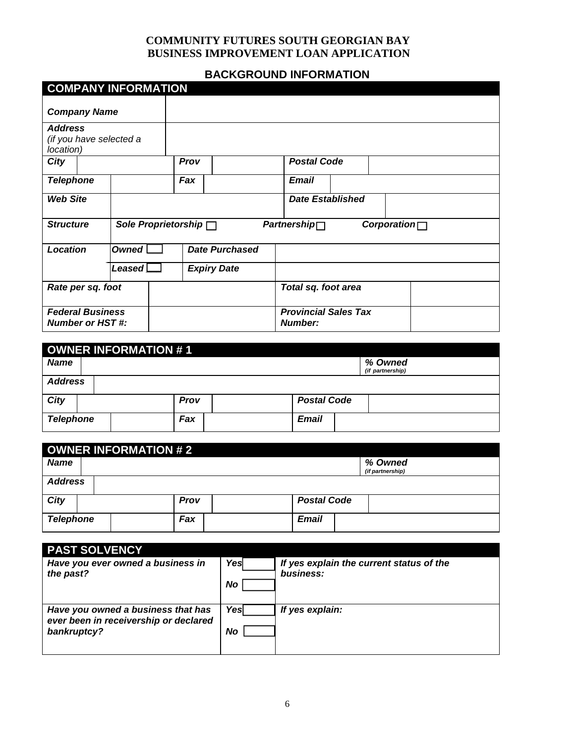# COMMUNITY FUTURES SOUTH GEORGIAN BAY
# BUSINESS IMPROVEMENT LOAN APPLICATION

## BACKGROUND INFORMATION

| COMPANY INFORMATION | | | | | | | |
|---|---|---|---|---|---|---|---|
| ***Company Name*** | | | | | | | |
| ***Address*** *(if you have selected a location)* | | | | | | | |
| ***City*** | | ***Prov*** | | ***Postal Code*** | | | |
| ***Telephone*** | | ***Fax*** | | ***Email*** | | | |
| ***Web Site*** | | | | ***Date Established*** | | | |
| ***Structure*** | ***Sole Proprietorship*** ☐ | | | ***Partnership*** ☐ | | ***Corporation*** ☐ | |
| ***Location*** | ***Owned*** ☐ | ***Date Purchased*** | | | | | |
| | ***Leased*** ☐ | ***Expiry Date*** | | | | | |
| ***Rate per sq. foot*** | | | | ***Total sq. foot area*** | | | |
| ***Federal Business Number or HST #:*** | | | | ***Provincial Sales Tax Number:*** | | | |

| OWNER INFORMATION # 1 | | | | | |
|---|---|---|---|---|---|
| ***Name*** | | | | ***% Owned*** *(if partnership)* | |
| ***Address*** | | | | | |
| ***City*** | | ***Prov*** | | ***Postal Code*** | |
| ***Telephone*** | | ***Fax*** | | ***Email*** | |

| OWNER INFORMATION # 2 | | | | | |
|---|---|---|---|---|---|
| ***Name*** | | | | ***% Owned*** *(if partnership)* | |
| ***Address*** | | | | | |
| ***City*** | | ***Prov*** | | ***Postal Code*** | |
| ***Telephone*** | | ***Fax*** | | ***Email*** | |

| PAST SOLVENCY | | |
|---|---|---|
| ***Have you ever owned a business in the past?*** | ***Yes*** ☐ ***No*** ☐ | ***If yes explain the current status of the business:*** |
| ***Have you owned a business that has ever been in receivership or declared bankruptcy?*** | ***Yes*** ☐ ***No*** ☐ | ***If yes explain:*** |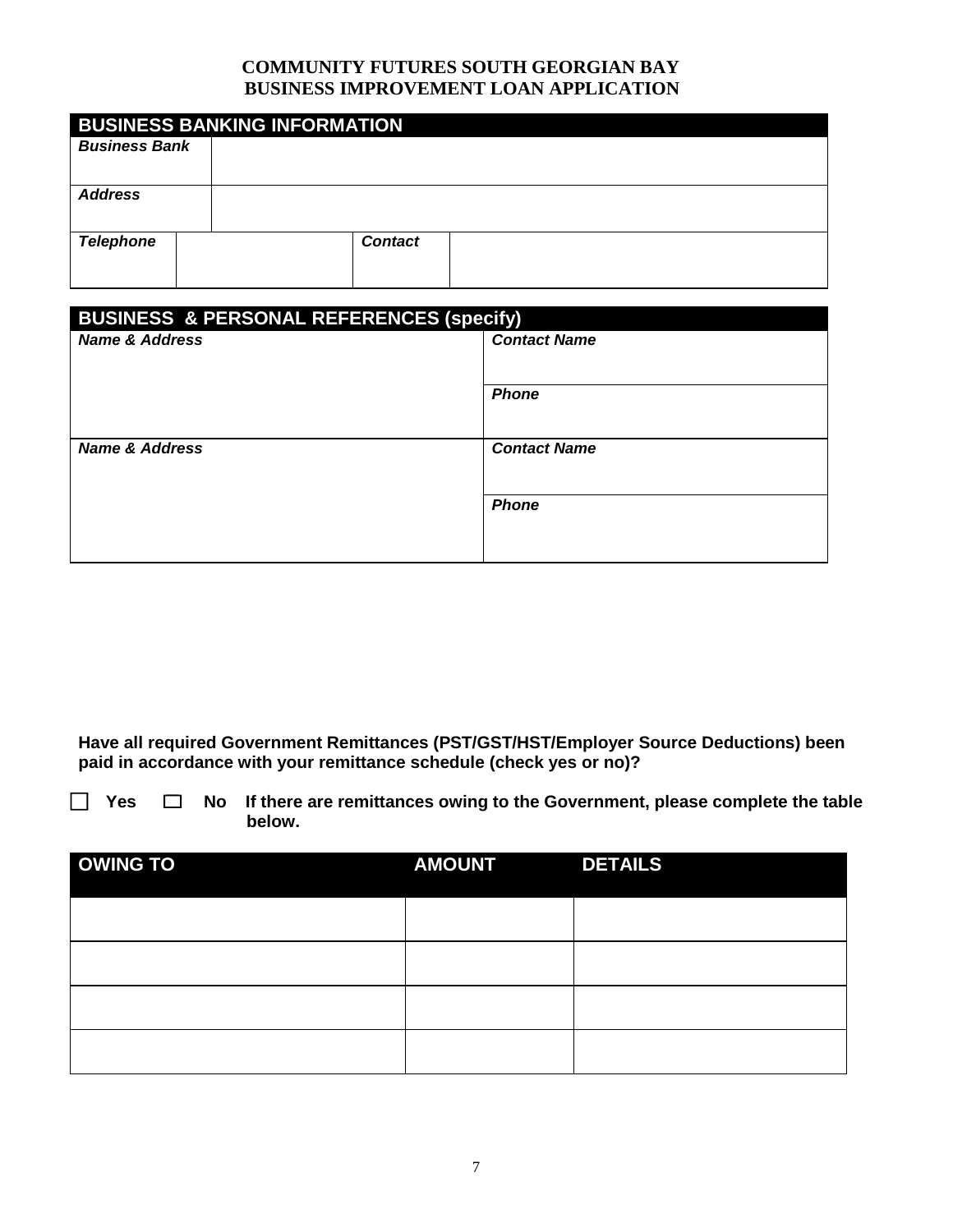# COMMUNITY FUTURES SOUTH GEORGIAN BAY
## BUSINESS IMPROVEMENT LOAN APPLICATION

| BUSINESS BANKING INFORMATION | | | |
|---|---|---|---|
| ***Business Bank*** | | | |
| ***Address*** | | | |
| ***Telephone*** | | ***Contact*** | |

| BUSINESS & PERSONAL REFERENCES (specify) | |
|---|---|
| ***Name & Address*** | ***Contact Name*** |
| | ***Phone*** |
| ***Name & Address*** | ***Contact Name*** |
| | ***Phone*** |

**Have all required Government Remittances (PST/GST/HST/Employer Source Deductions) been paid in accordance with your remittance schedule (check yes or no)?**

☐ **Yes** ☐ **No** **If there are remittances owing to the Government, please complete the table below.**

| OWING TO | AMOUNT | DETAILS |
|---|---|---|
| | | |
| | | |
| | | |
| | | |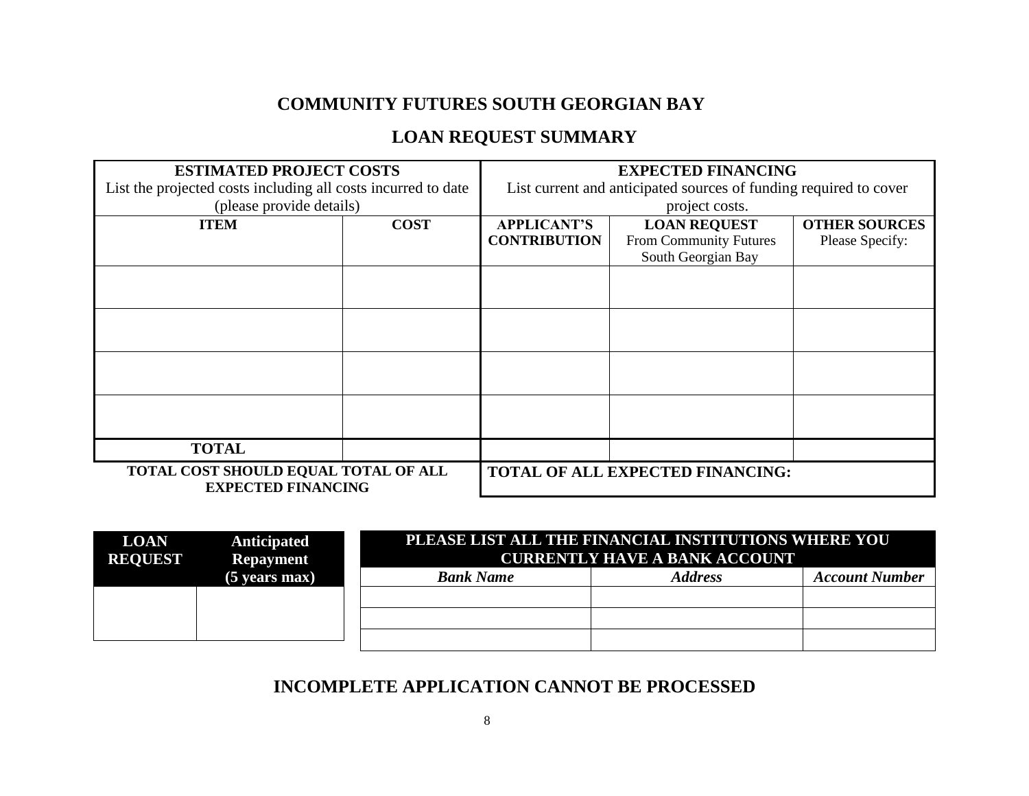## COMMUNITY FUTURES SOUTH GEORGIAN BAY

## LOAN REQUEST SUMMARY

| **ESTIMATED PROJECT COSTS**<br>List the projected costs including all costs incurred to date (please provide details) | | **EXPECTED FINANCING**<br>List current and anticipated sources of funding required to cover project costs. | | |
|---|---|---|---|---|
| **ITEM** | **COST** | **APPLICANT'S CONTRIBUTION** | **LOAN REQUEST**<br>From Community Futures South Georgian Bay | **OTHER SOURCES**<br>Please Specify: |
| | | | | |
| | | | | |
| | | | | |
| | | | | |
| **TOTAL** | | | | |
| **TOTAL COST SHOULD EQUAL TOTAL OF ALL EXPECTED FINANCING** | | **TOTAL OF ALL EXPECTED FINANCING:** | | |

| **LOAN REQUEST** | **Anticipated Repayment (5 years max)** |
|---|---|
| | |

| **PLEASE LIST ALL THE FINANCIAL INSTITUTIONS WHERE YOU CURRENTLY HAVE A BANK ACCOUNT** | | |
|---|---|---|
| ***Bank Name*** | ***Address*** | ***Account Number*** |
| | | |
| | | |
| | | |

## INCOMPLETE APPLICATION CANNOT BE PROCESSED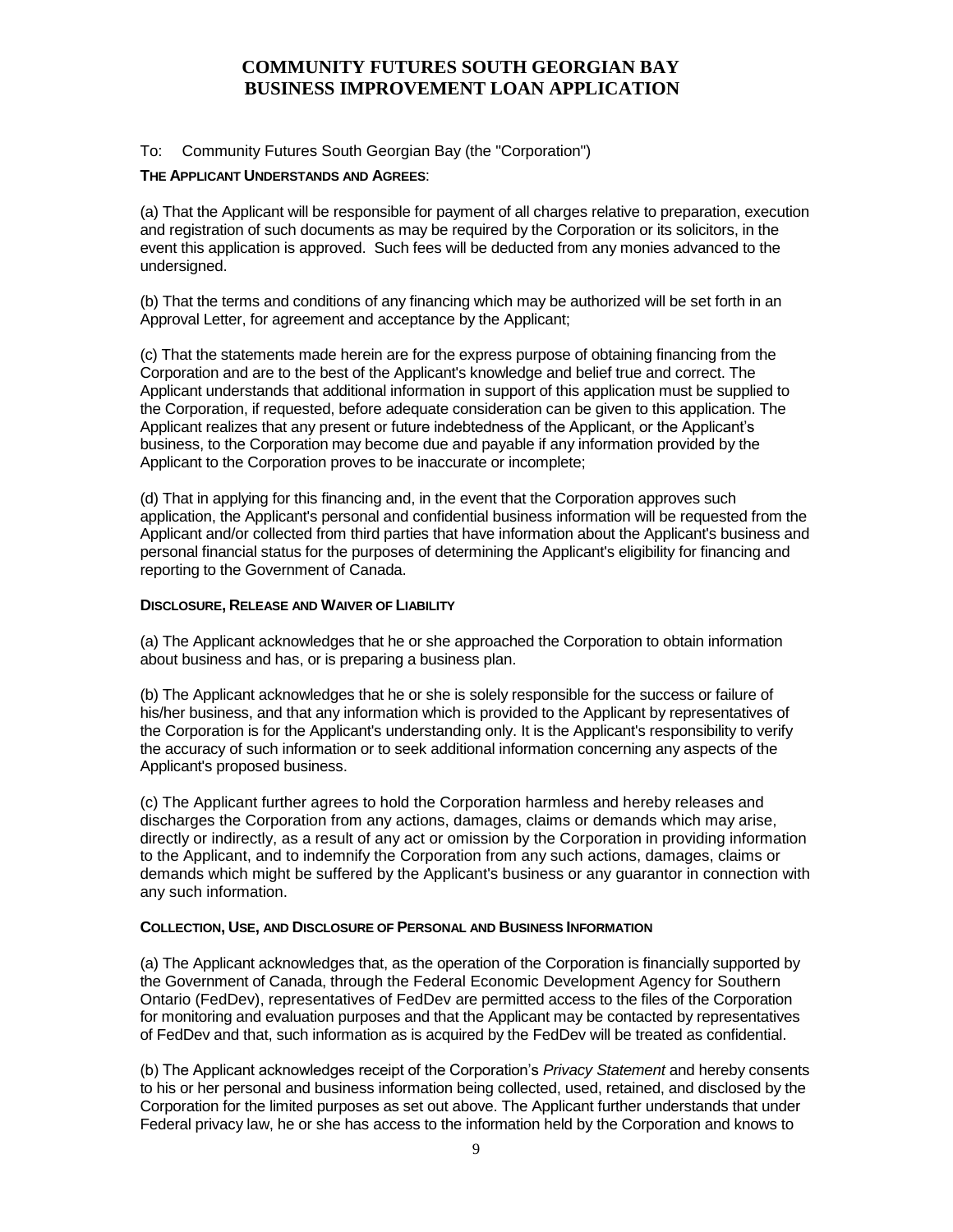# COMMUNITY FUTURES SOUTH GEORGIAN BAY
# BUSINESS IMPROVEMENT LOAN APPLICATION

To: Community Futures South Georgian Bay (the "Corporation")

**THE APPLICANT UNDERSTANDS AND AGREES**:

(a) That the Applicant will be responsible for payment of all charges relative to preparation, execution and registration of such documents as may be required by the Corporation or its solicitors, in the event this application is approved. Such fees will be deducted from any monies advanced to the undersigned.

(b) That the terms and conditions of any financing which may be authorized will be set forth in an Approval Letter, for agreement and acceptance by the Applicant;

(c) That the statements made herein are for the express purpose of obtaining financing from the Corporation and are to the best of the Applicant's knowledge and belief true and correct. The Applicant understands that additional information in support of this application must be supplied to the Corporation, if requested, before adequate consideration can be given to this application. The Applicant realizes that any present or future indebtedness of the Applicant, or the Applicant's business, to the Corporation may become due and payable if any information provided by the Applicant to the Corporation proves to be inaccurate or incomplete;

(d) That in applying for this financing and, in the event that the Corporation approves such application, the Applicant's personal and confidential business information will be requested from the Applicant and/or collected from third parties that have information about the Applicant's business and personal financial status for the purposes of determining the Applicant's eligibility for financing and reporting to the Government of Canada.

**DISCLOSURE, RELEASE AND WAIVER OF LIABILITY**

(a) The Applicant acknowledges that he or she approached the Corporation to obtain information about business and has, or is preparing a business plan.

(b) The Applicant acknowledges that he or she is solely responsible for the success or failure of his/her business, and that any information which is provided to the Applicant by representatives of the Corporation is for the Applicant's understanding only. It is the Applicant's responsibility to verify the accuracy of such information or to seek additional information concerning any aspects of the Applicant's proposed business.

(c) The Applicant further agrees to hold the Corporation harmless and hereby releases and discharges the Corporation from any actions, damages, claims or demands which may arise, directly or indirectly, as a result of any act or omission by the Corporation in providing information to the Applicant, and to indemnify the Corporation from any such actions, damages, claims or demands which might be suffered by the Applicant's business or any guarantor in connection with any such information.

**COLLECTION, USE, AND DISCLOSURE OF PERSONAL AND BUSINESS INFORMATION**

(a) The Applicant acknowledges that, as the operation of the Corporation is financially supported by the Government of Canada, through the Federal Economic Development Agency for Southern Ontario (FedDev), representatives of FedDev are permitted access to the files of the Corporation for monitoring and evaluation purposes and that the Applicant may be contacted by representatives of FedDev and that, such information as is acquired by the FedDev will be treated as confidential.

(b) The Applicant acknowledges receipt of the Corporation's *Privacy Statement* and hereby consents to his or her personal and business information being collected, used, retained, and disclosed by the Corporation for the limited purposes as set out above. The Applicant further understands that under Federal privacy law, he or she has access to the information held by the Corporation and knows to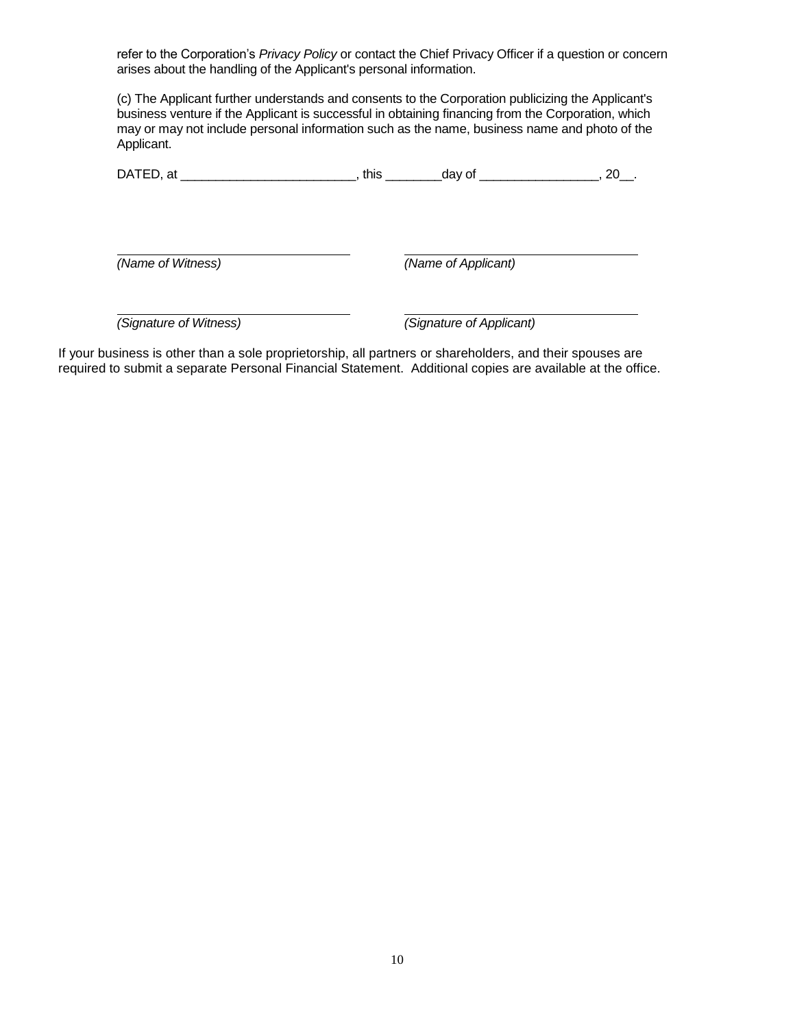refer to the Corporation's *Privacy Policy* or contact the Chief Privacy Officer if a question or concern arises about the handling of the Applicant's personal information.

(c) The Applicant further understands and consents to the Corporation publicizing the Applicant's business venture if the Applicant is successful in obtaining financing from the Corporation, which may or may not include personal information such as the name, business name and photo of the Applicant.

DATED, at ________________________, this ________day of ________________, 20__.

| | |
|---|---|
| ______________________________ | ______________________________ |
| *(Name of Witness)* | *(Name of Applicant)* |
| ______________________________ | ______________________________ |
| *(Signature of Witness)* | *(Signature of Applicant)* |

If your business is other than a sole proprietorship, all partners or shareholders, and their spouses are required to submit a separate Personal Financial Statement. Additional copies are available at the office.